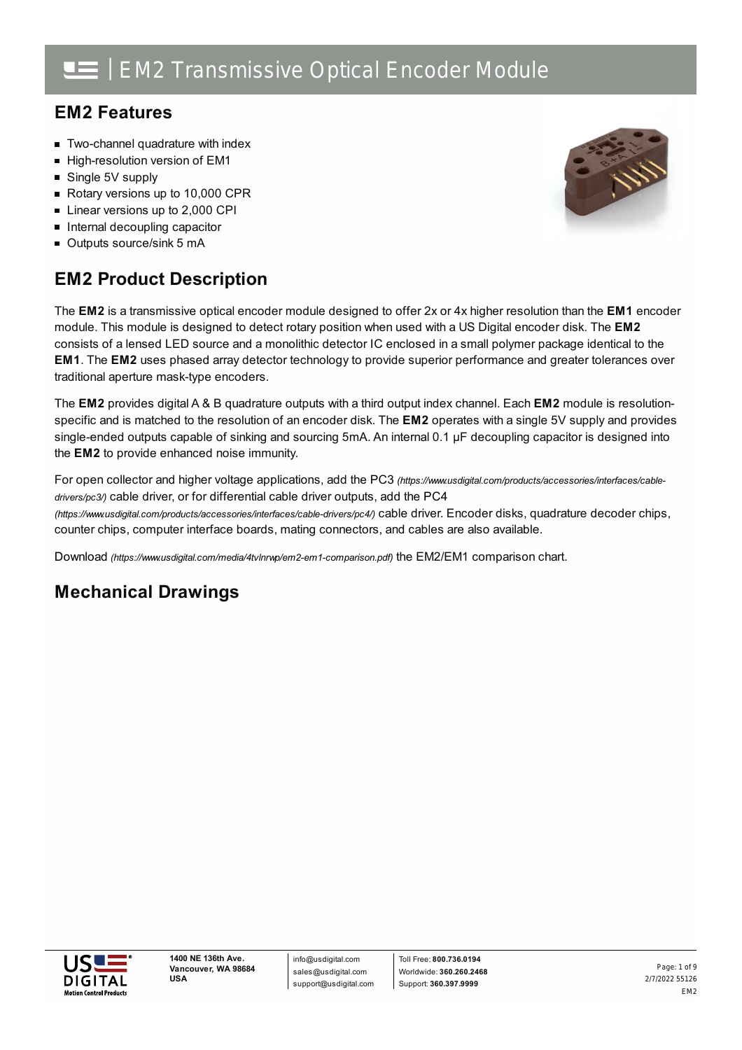# EM2 Transmissive Optical Encoder Module

## EM2 Features

- Two-channel quadrature with index
- High-resolution version of EM1
- Single 5V supply
- Rotary versions up to 10,000 CPR
- Linear versions up to 2,000 CPI
- Internal decoupling capacitor
- Outputs source/sink 5 mA

## EM2 Product Description

The **EM2** is a transmissive optical encoder module designed to offer 2x or 4x higher resolution than the **EM1** encoder module. This module is designed to detect rotary position when used with a US Digital encoder disk. The **EM2** consists of a lensed LED source and a monolithic detector IC enclosed in a small polymer package identical to the **EM1**. The **EM2** uses phased array detector technology to provide superior performance and greater tolerances over traditional aperture mask-type encoders.

The **EM2** provides digital A & B quadrature outputs with a third output index channel. Each **EM2** module is resolution-specific and is matched to the resolution of an encoder disk. The **EM2** operates with a single 5V supply and provides single-ended outputs capable of sinking and sourcing 5mA. An internal 0.1 µF decoupling capacitor is designed into the **EM2** to provide enhanced noise immunity.

For open collector and higher voltage applications, add the PC3 *(https://www.usdigital.com/products/accessories/interfaces/cable-drivers/pc3/)* cable driver, or for differential cable driver outputs, add the PC4 *(https://www.usdigital.com/products/accessories/interfaces/cable-drivers/pc4/)* cable driver. Encoder disks, quadrature decoder chips, counter chips, computer interface boards, mating connectors, and cables are also available.

Download *(https://www.usdigital.com/media/4tvlnrwp/em2-em1-comparison.pdf)* the EM2/EM1 comparison chart.

## Mechanical Drawings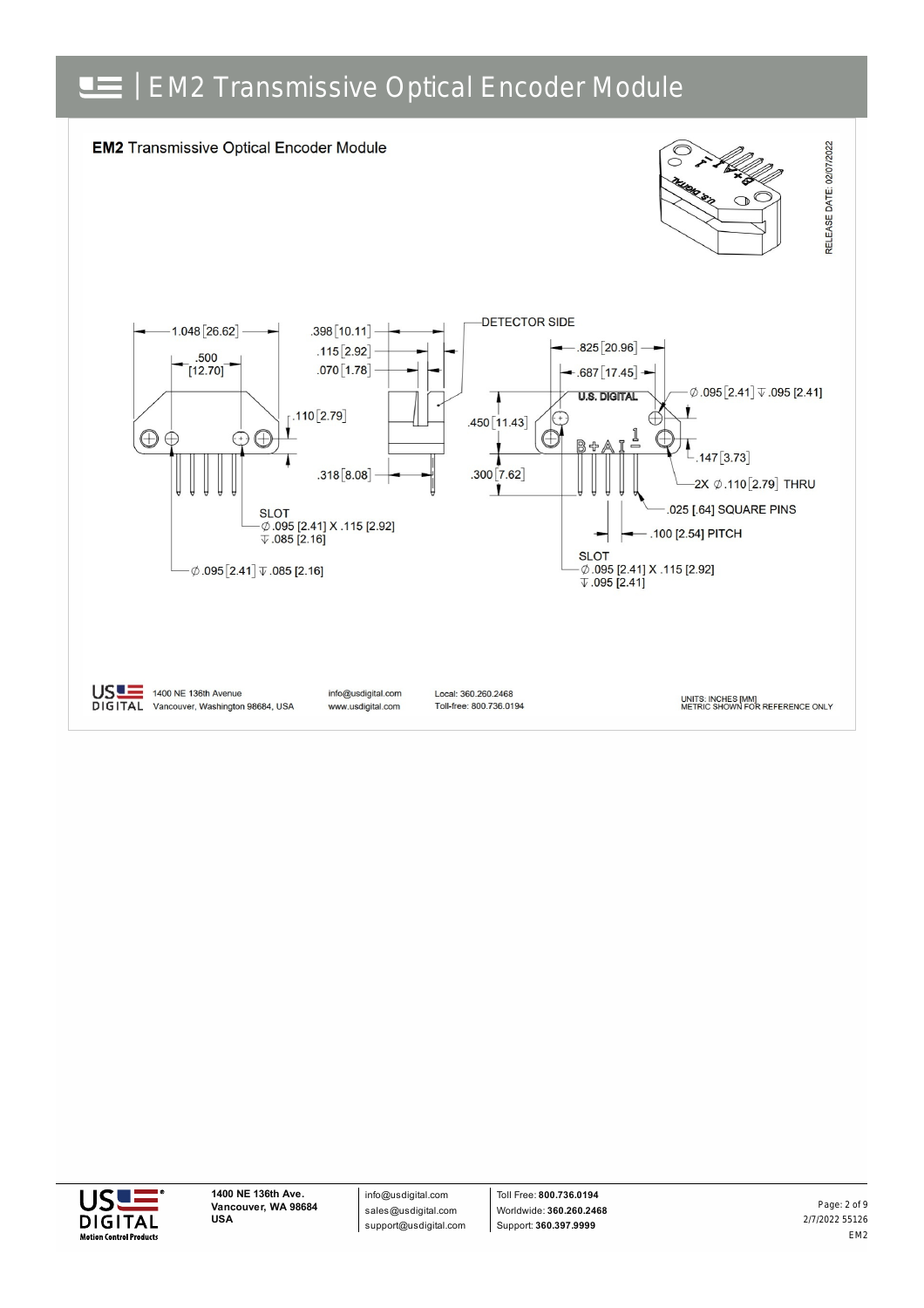# EM2 Transmissive Optical Encoder Module

**EM2** Transmissive Optical Encoder Module

RELEASE DATE: 02/07/2022

1.048 [26.62]

.500 [12.70]

.398 [10.11]

.115 [2.92]

.070 [1.78]

DETECTOR SIDE

.825 [20.96]

.687 [17.45]

U.S. DIGITAL

∅ .095 [2.41] ↧ .095 [2.41]

.110 [2.79]

.450 [11.43]

B + A I 1

.147 [3.73]

.318 [8.08]

.300 [7.62]

2X ∅ .110 [2.79] THRU

.025 [.64] SQUARE PINS

.100 [2.54] PITCH

SLOT
∅ .095 [2.41] X .115 [2.92]
↧ .085 [2.16]

SLOT
∅ .095 [2.41] X .115 [2.92]
↧ .095 [2.41]

∅ .095 [2.41] ↧ .085 [2.16]

1400 NE 136th Avenue
Vancouver, Washington 98684, USA

info@usdigital.com
www.usdigital.com

Local: 360.260.2468
Toll-free: 800.736.0194

UNITS: INCHES [MM]
METRIC SHOWN FOR REFERENCE ONLY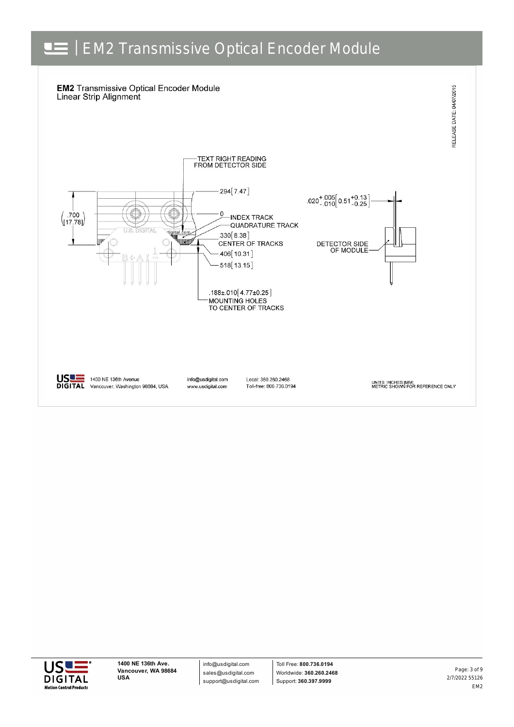# EM2 Transmissive Optical Encoder Module

**EM2** Transmissive Optical Encoder Module
Linear Strip Alignment

RELEASE DATE: 04/07/2015

TEXT RIGHT READING FROM DETECTOR SIDE

.294[7.47]

.700 [17.78]

0 — INDEX TRACK

QUADRATURE TRACK

.330[8.38] CENTER OF TRACKS

.406[10.31]

.518[13.15]

.188±.010[4.77±0.25] MOUNTING HOLES TO CENTER OF TRACKS

$.020^{+.005}_{-.010}$ [$0.51^{+0.13}_{-0.25}$]

DETECTOR SIDE OF MODULE

1400 NE 136th Avenue
Vancouver, Washington 98684, USA

info@usdigital.com
www.usdigital.com

Local: 360.260.2468
Toll-free: 800.736.0194

UNITS: INCHES [MM]
METRIC SHOWN FOR REFERENCE ONLY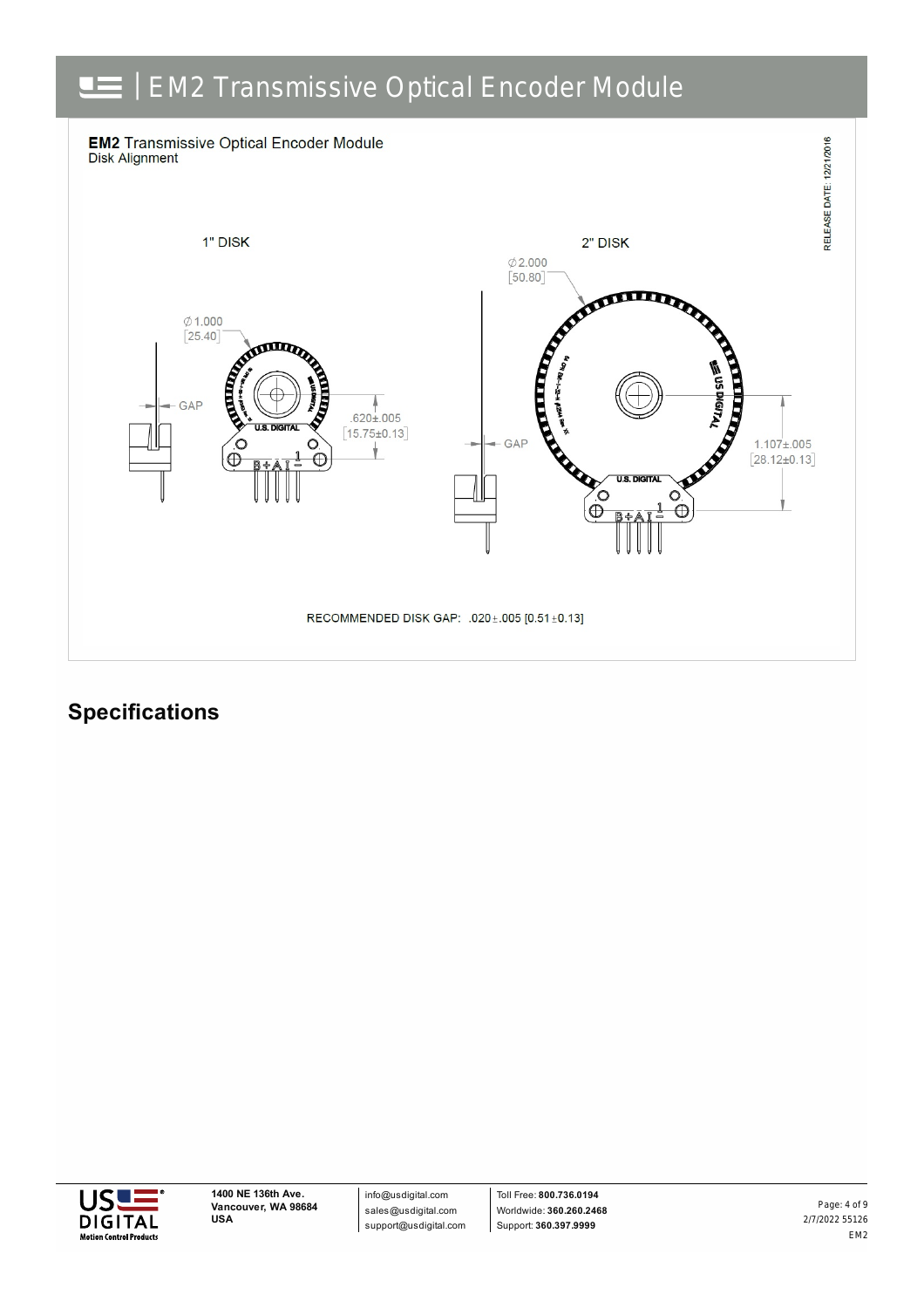**EM2** Transmissive Optical Encoder Module
Disk Alignment

RELEASE DATE: 12/21/2016

1" DISK

∅1.000
[25.40]

GAP

.620±.005
[15.75±0.13]

2" DISK

∅2.000
[50.80]

GAP

1.107±.005
[28.12±0.13]

RECOMMENDED DISK GAP: .020±.005 [0.51±0.13]

## Specifications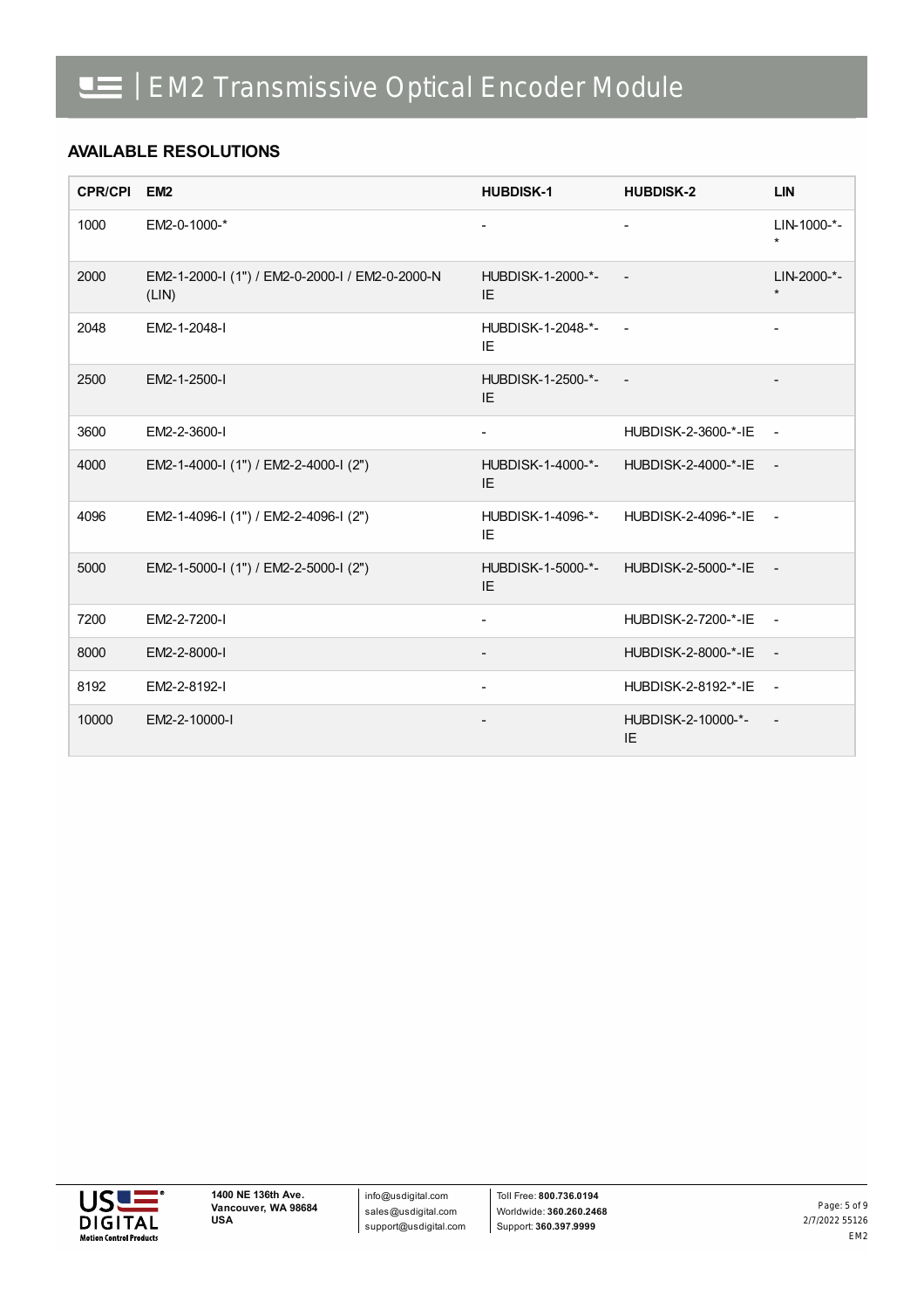## AVAILABLE RESOLUTIONS

| CPR/CPI | EM2 | HUBDISK-1 | HUBDISK-2 | LIN |
|---|---|---|---|---|
| 1000 | EM2-0-1000-* | - | - | LIN-1000-*-* |
| 2000 | EM2-1-2000-I (1") / EM2-0-2000-I / EM2-0-2000-N (LIN) | HUBDISK-1-2000-*-IE | - | LIN-2000-*-* |
| 2048 | EM2-1-2048-I | HUBDISK-1-2048-*-IE | - | - |
| 2500 | EM2-1-2500-I | HUBDISK-1-2500-*-IE | - | - |
| 3600 | EM2-2-3600-I | - | HUBDISK-2-3600-*-IE | - |
| 4000 | EM2-1-4000-I (1") / EM2-2-4000-I (2") | HUBDISK-1-4000-*-IE | HUBDISK-2-4000-*-IE | - |
| 4096 | EM2-1-4096-I (1") / EM2-2-4096-I (2") | HUBDISK-1-4096-*-IE | HUBDISK-2-4096-*-IE | - |
| 5000 | EM2-1-5000-I (1") / EM2-2-5000-I (2") | HUBDISK-1-5000-*-IE | HUBDISK-2-5000-*-IE | - |
| 7200 | EM2-2-7200-I | - | HUBDISK-2-7200-*-IE | - |
| 8000 | EM2-2-8000-I | - | HUBDISK-2-8000-*-IE | - |
| 8192 | EM2-2-8192-I | - | HUBDISK-2-8192-*-IE | - |
| 10000 | EM2-2-10000-I | - | HUBDISK-2-10000-*-IE | - |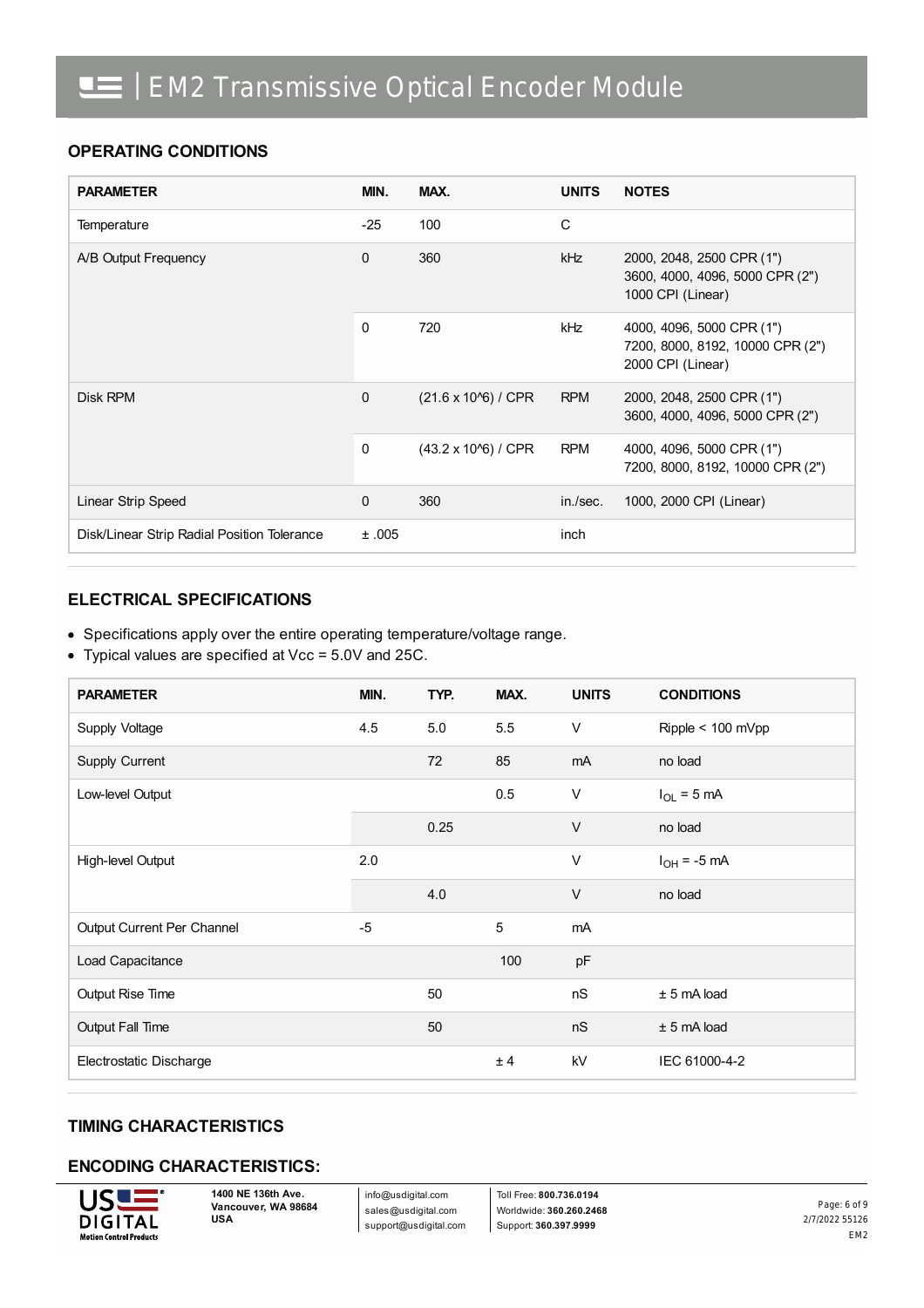## OPERATING CONDITIONS

| PARAMETER | MIN. | MAX. | UNITS | NOTES |
|---|---|---|---|---|
| Temperature | -25 | 100 | C | |
| A/B Output Frequency | 0 | 360 | kHz | 2000, 2048, 2500 CPR (1")<br>3600, 4000, 4096, 5000 CPR (2")<br>1000 CPI (Linear) |
| | 0 | 720 | kHz | 4000, 4096, 5000 CPR (1")<br>7200, 8000, 8192, 10000 CPR (2")<br>2000 CPI (Linear) |
| Disk RPM | 0 | (21.6 x 10^6) / CPR | RPM | 2000, 2048, 2500 CPR (1")<br>3600, 4000, 4096, 5000 CPR (2") |
| | 0 | (43.2 x 10^6) / CPR | RPM | 4000, 4096, 5000 CPR (1")<br>7200, 8000, 8192, 10000 CPR (2") |
| Linear Strip Speed | 0 | 360 | in./sec. | 1000, 2000 CPI (Linear) |
| Disk/Linear Strip Radial Position Tolerance | ± .005 | | inch | |

## ELECTRICAL SPECIFICATIONS

- Specifications apply over the entire operating temperature/voltage range.
- Typical values are specified at Vcc = 5.0V and 25C.

| PARAMETER | MIN. | TYP. | MAX. | UNITS | CONDITIONS |
|---|---|---|---|---|---|
| Supply Voltage | 4.5 | 5.0 | 5.5 | V | Ripple < 100 mVpp |
| Supply Current | | 72 | 85 | mA | no load |
| Low-level Output | | | 0.5 | V | $I_{OL}$ = 5 mA |
| | | 0.25 | | V | no load |
| High-level Output | 2.0 | | | V | $I_{OH}$ = -5 mA |
| | | 4.0 | | V | no load |
| Output Current Per Channel | -5 | | 5 | mA | |
| Load Capacitance | | | 100 | pF | |
| Output Rise Time | | 50 | | nS | ± 5 mA load |
| Output Fall Time | | 50 | | nS | ± 5 mA load |
| Electrostatic Discharge | | | ± 4 | kV | IEC 61000-4-2 |

## TIMING CHARACTERISTICS

## ENCODING CHARACTERISTICS: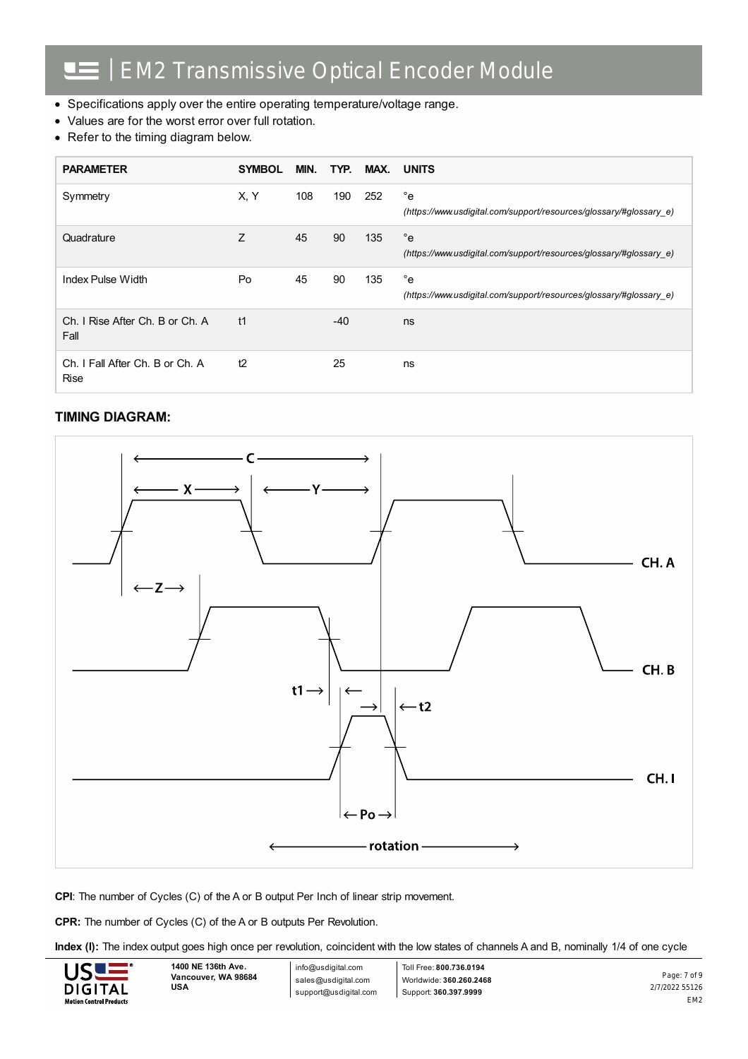- Specifications apply over the entire operating temperature/voltage range.
- Values are for the worst error over full rotation.
- Refer to the timing diagram below.

| PARAMETER | SYMBOL | MIN. | TYP. | MAX. | UNITS |
|---|---|---|---|---|---|
| Symmetry | X, Y | 108 | 190 | 252 | °e *(https://www.usdigital.com/support/resources/glossary/#glossary_e)* |
| Quadrature | Z | 45 | 90 | 135 | °e *(https://www.usdigital.com/support/resources/glossary/#glossary_e)* |
| Index Pulse Width | Po | 45 | 90 | 135 | °e *(https://www.usdigital.com/support/resources/glossary/#glossary_e)* |
| Ch. I Rise After Ch. B or Ch. A Fall | t1 | | -40 | | ns |
| Ch. I Fall After Ch. B or Ch. A Rise | t2 | | 25 | | ns |

### TIMING DIAGRAM:

**CPI**: The number of Cycles (C) of the A or B output Per Inch of linear strip movement.

**CPR:** The number of Cycles (C) of the A or B outputs Per Revolution.

**Index (I):** The index output goes high once per revolution, coincident with the low states of channels A and B, nominally 1/4 of one cycle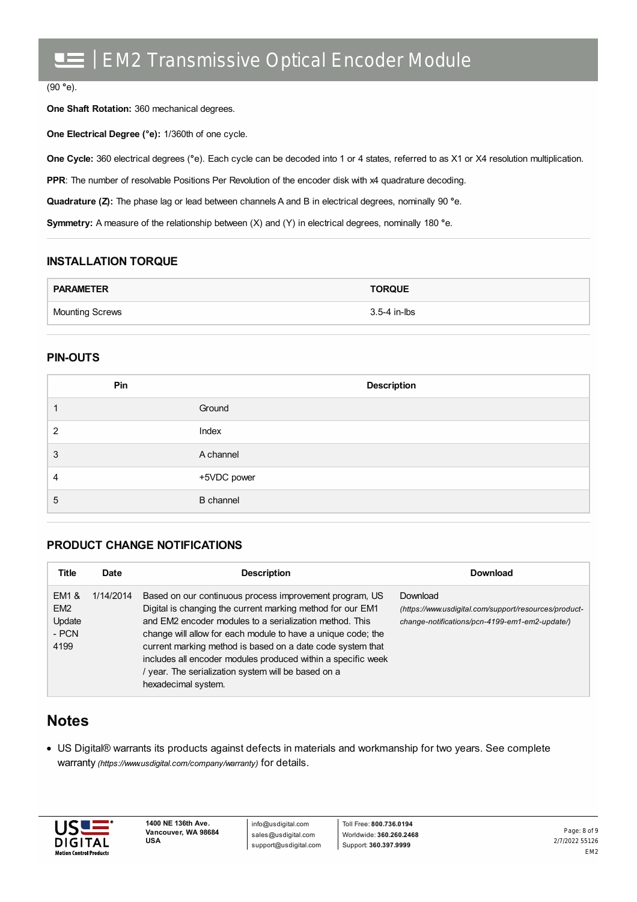(90 °e).

**One Shaft Rotation:** 360 mechanical degrees.

**One Electrical Degree (°e):** 1/360th of one cycle.

**One Cycle:** 360 electrical degrees (°e). Each cycle can be decoded into 1 or 4 states, referred to as X1 or X4 resolution multiplication.

**PPR**: The number of resolvable Positions Per Revolution of the encoder disk with x4 quadrature decoding.

**Quadrature (Z):** The phase lag or lead between channels A and B in electrical degrees, nominally 90 °e.

**Symmetry:** A measure of the relationship between (X) and (Y) in electrical degrees, nominally 180 °e.

## INSTALLATION TORQUE

| PARAMETER | TORQUE |
|---|---|
| Mounting Screws | 3.5-4 in-lbs |

## PIN-OUTS

| Pin | Description |
|---|---|
| 1 | Ground |
| 2 | Index |
| 3 | A channel |
| 4 | +5VDC power |
| 5 | B channel |

## PRODUCT CHANGE NOTIFICATIONS

| Title | Date | Description | Download |
|---|---|---|---|
| EM1 & EM2 Update - PCN 4199 | 1/14/2014 | Based on our continuous process improvement program, US Digital is changing the current marking method for our EM1 and EM2 encoder modules to a serialization method. This change will allow for each module to have a unique code; the current marking method is based on a date code system that includes all encoder modules produced within a specific week / year. The serialization system will be based on a hexadecimal system. | Download *(https://www.usdigital.com/support/resources/product-change-notifications/pcn-4199-em1-em2-update/)* |

# Notes

- US Digital® warrants its products against defects in materials and workmanship for two years. See complete warranty *(https://www.usdigital.com/company/warranty)* for details.